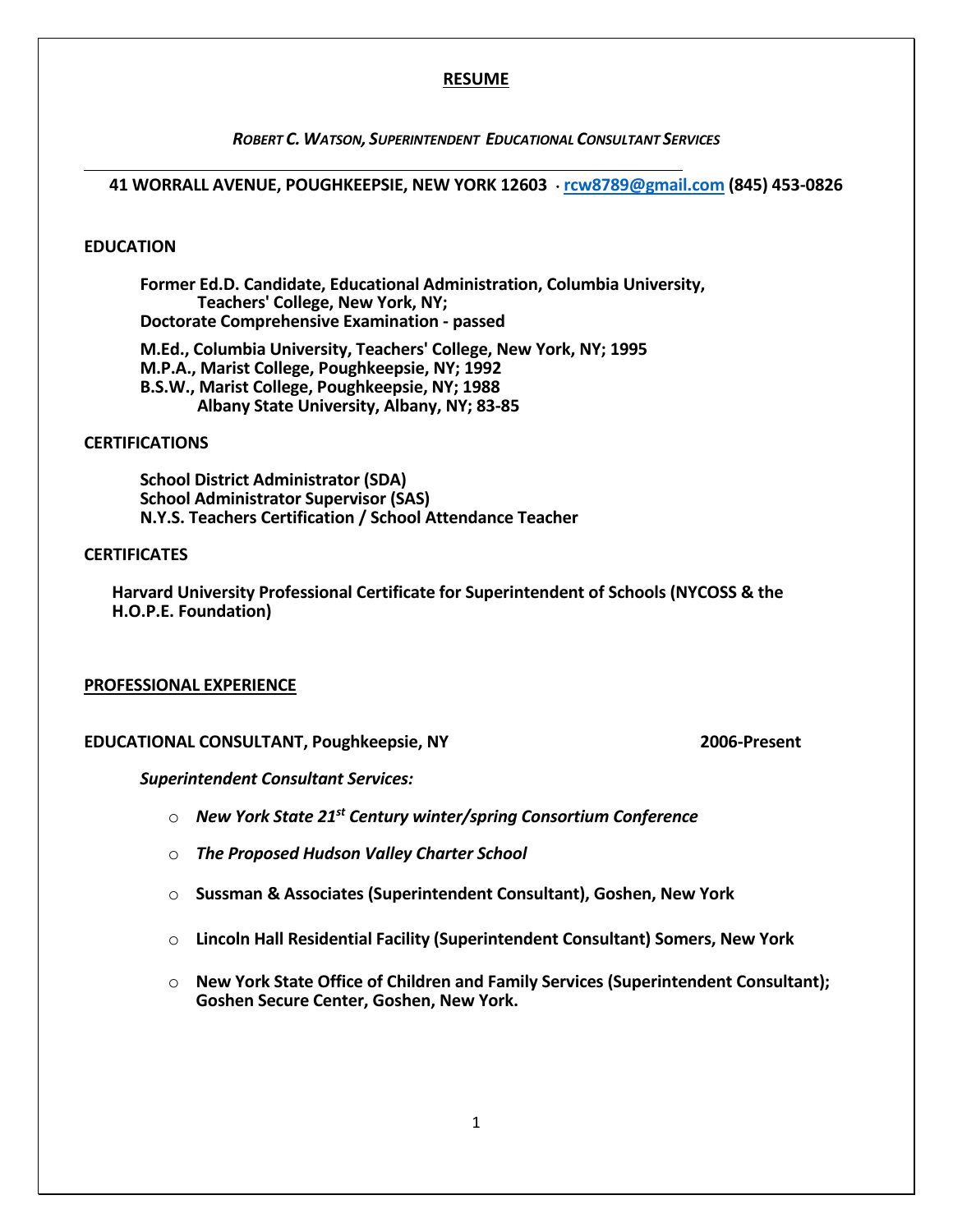# RESUME

***ROBERT C. WATSON, SUPERINTENDENT EDUCATIONAL CONSULTANT SERVICES***

**41 WORRALL AVENUE, POUGHKEEPSIE, NEW YORK 12603 · rcw8789@gmail.com (845) 453-0826**

## EDUCATION

**Former Ed.D. Candidate, Educational Administration, Columbia University, Teachers' College, New York, NY;**
**Doctorate Comprehensive Examination - passed**

**M.Ed., Columbia University, Teachers' College, New York, NY; 1995**
**M.P.A., Marist College, Poughkeepsie, NY; 1992**
**B.S.W., Marist College, Poughkeepsie, NY; 1988**
**Albany State University, Albany, NY; 83-85**

## CERTIFICATIONS

**School District Administrator (SDA)**
**School Administrator Supervisor (SAS)**
**N.Y.S. Teachers Certification / School Attendance Teacher**

## CERTIFICATES

**Harvard University Professional Certificate for Superintendent of Schools (NYCOSS & the H.O.P.E. Foundation)**

## PROFESSIONAL EXPERIENCE

**EDUCATIONAL CONSULTANT, Poughkeepsie, NY** **2006-Present**

***Superintendent Consultant Services:***

- ***New York State 21st Century winter/spring Consortium Conference***
- ***The Proposed Hudson Valley Charter School***
- **Sussman & Associates (Superintendent Consultant), Goshen, New York**
- **Lincoln Hall Residential Facility (Superintendent Consultant) Somers, New York**
- **New York State Office of Children and Family Services (Superintendent Consultant); Goshen Secure Center, Goshen, New York.**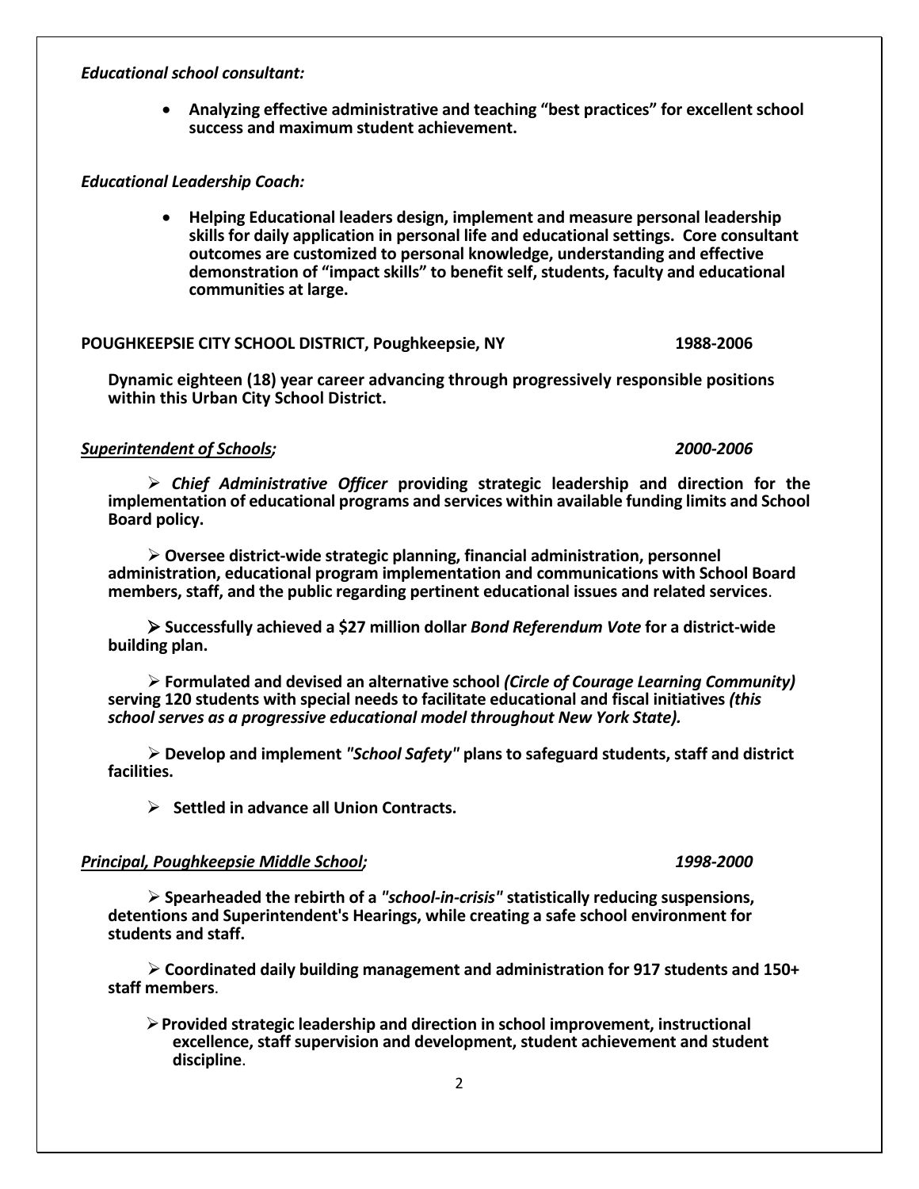***Educational school consultant:***

- **Analyzing effective administrative and teaching "best practices" for excellent school success and maximum student achievement.**

***Educational Leadership Coach:***

- **Helping Educational leaders design, implement and measure personal leadership skills for daily application in personal life and educational settings. Core consultant outcomes are customized to personal knowledge, understanding and effective demonstration of "impact skills" to benefit self, students, faculty and educational communities at large.**

**POUGHKEEPSIE CITY SCHOOL DISTRICT, Poughkeepsie, NY 1988-2006**

**Dynamic eighteen (18) year career advancing through progressively responsible positions within this Urban City School District.**

***<u>Superintendent of Schools;</u>*** ***2000-2006***

- ***Chief Administrative Officer*** **providing strategic leadership and direction for the implementation of educational programs and services within available funding limits and School Board policy.**

- **Oversee district-wide strategic planning, financial administration, personnel administration, educational program implementation and communications with School Board members, staff, and the public regarding pertinent educational issues and related services**.

- **Successfully achieved a $27 million dollar *Bond Referendum Vote* for a district-wide building plan.**

- **Formulated and devised an alternative school *(Circle of Courage Learning Community)* serving 120 students with special needs to facilitate educational and fiscal initiatives *(this school serves as a progressive educational model throughout New York State).***

- **Develop and implement *"School Safety"* plans to safeguard students, staff and district facilities.**

- **Settled in advance all Union Contracts.**

***<u>Principal, Poughkeepsie Middle School;</u>*** ***1998-2000***

- **Spearheaded the rebirth of a *"school-in-crisis"* statistically reducing suspensions, detentions and Superintendent's Hearings, while creating a safe school environment for students and staff.**

- **Coordinated daily building management and administration for 917 students and 150+ staff members**.

- **Provided strategic leadership and direction in school improvement, instructional excellence, staff supervision and development, student achievement and student discipline**.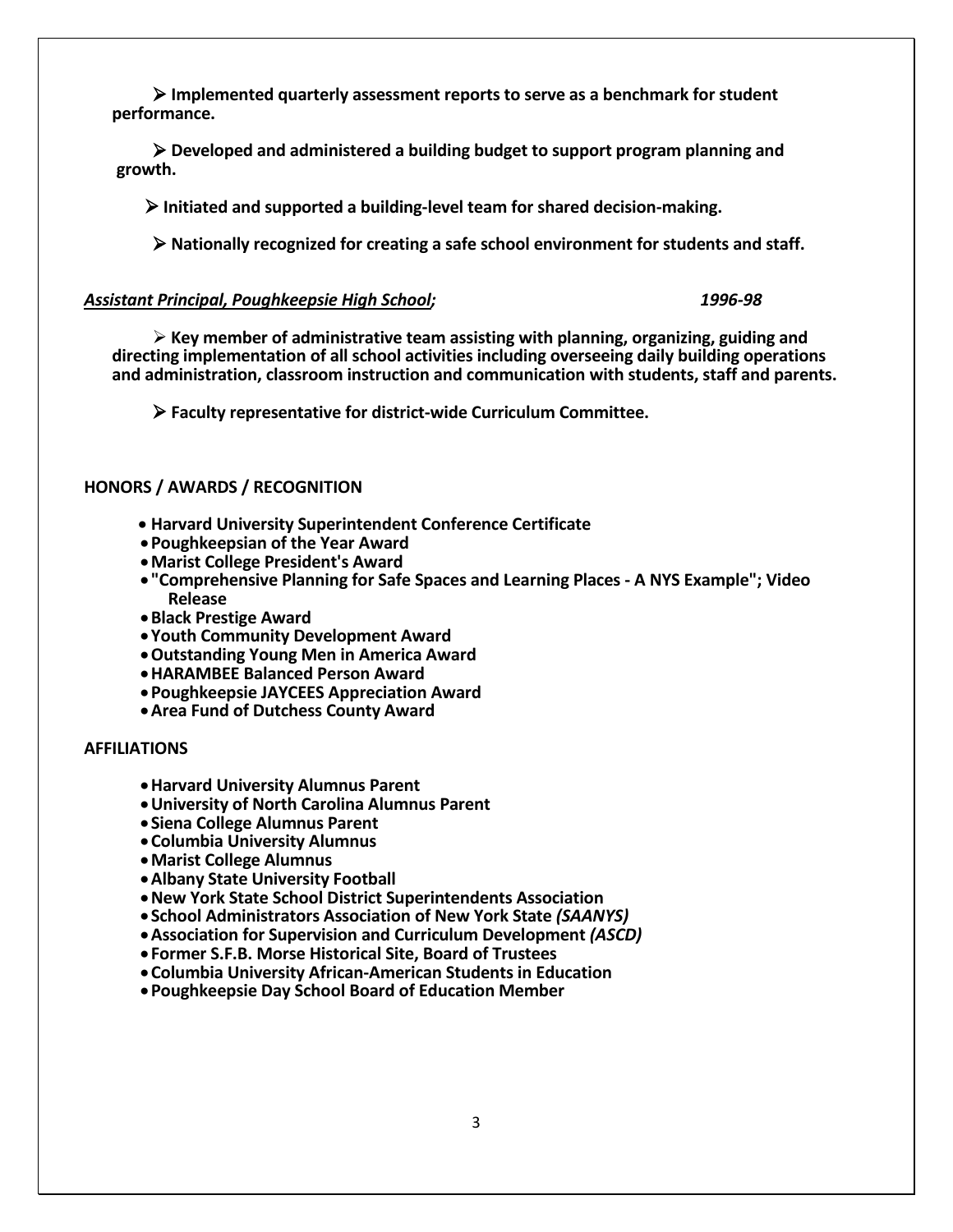- **Implemented quarterly assessment reports to serve as a benchmark for student performance.**

- **Developed and administered a building budget to support program planning and growth.**

- **Initiated and supported a building-level team for shared decision-making.**

- **Nationally recognized for creating a safe school environment for students and staff.**

***Assistant Principal, Poughkeepsie High School;*** ***1996-98***

- **Key member of administrative team assisting with planning, organizing, guiding and directing implementation of all school activities including overseeing daily building operations and administration, classroom instruction and communication with students, staff and parents.**

- **Faculty representative for district-wide Curriculum Committee.**

## HONORS / AWARDS / RECOGNITION

- **Harvard University Superintendent Conference Certificate**
- **Poughkeepsian of the Year Award**
- **Marist College President's Award**
- **"Comprehensive Planning for Safe Spaces and Learning Places - A NYS Example"; Video Release**
- **Black Prestige Award**
- **Youth Community Development Award**
- **Outstanding Young Men in America Award**
- **HARAMBEE Balanced Person Award**
- **Poughkeepsie JAYCEES Appreciation Award**
- **Area Fund of Dutchess County Award**

## AFFILIATIONS

- **Harvard University Alumnus Parent**
- **University of North Carolina Alumnus Parent**
- **Siena College Alumnus Parent**
- **Columbia University Alumnus**
- **Marist College Alumnus**
- **Albany State University Football**
- **New York State School District Superintendents Association**
- **School Administrators Association of New York State *(SAANYS)***
- **Association for Supervision and Curriculum Development *(ASCD)***
- **Former S.F.B. Morse Historical Site, Board of Trustees**
- **Columbia University African-American Students in Education**
- **Poughkeepsie Day School Board of Education Member**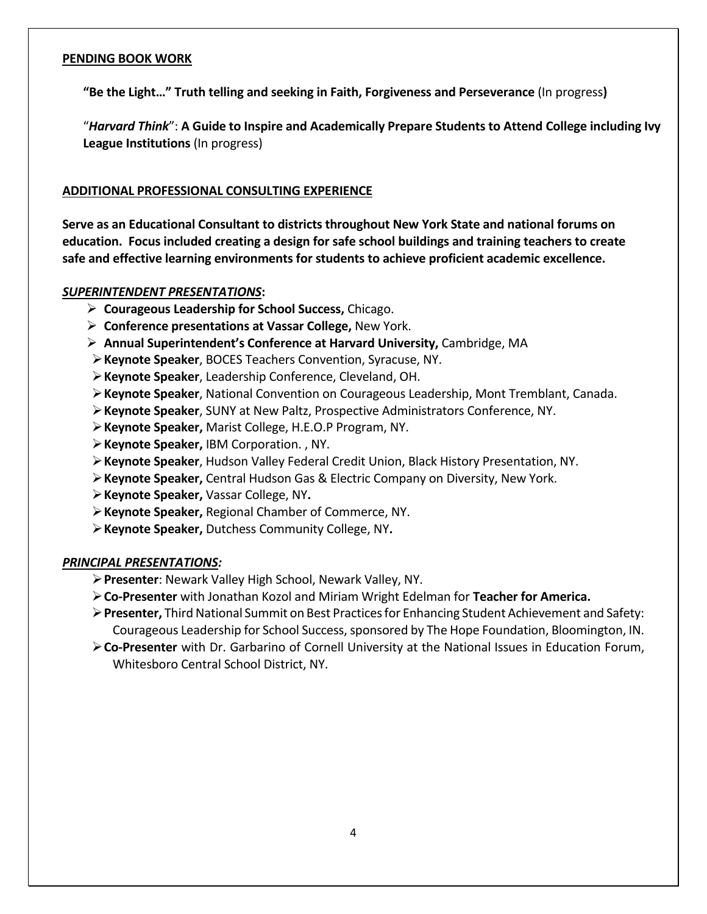**PENDING BOOK WORK**

**"Be the Light…" Truth telling and seeking in Faith, Forgiveness and Perseverance** (In progress**)**

"***Harvard Think***": **A Guide to Inspire and Academically Prepare Students to Attend College including Ivy League Institutions** (In progress)

**ADDITIONAL PROFESSIONAL CONSULTING EXPERIENCE**

**Serve as an Educational Consultant to districts throughout New York State and national forums on education. Focus included creating a design for safe school buildings and training teachers to create safe and effective learning environments for students to achieve proficient academic excellence.**

***SUPERINTENDENT PRESENTATIONS*:**

- **Courageous Leadership for School Success,** Chicago.
- **Conference presentations at Vassar College,** New York.
- **Annual Superintendent's Conference at Harvard University,** Cambridge, MA
- **Keynote Speaker**, BOCES Teachers Convention, Syracuse, NY.
- **Keynote Speaker**, Leadership Conference, Cleveland, OH.
- **Keynote Speaker**, National Convention on Courageous Leadership, Mont Tremblant, Canada.
- **Keynote Speaker**, SUNY at New Paltz, Prospective Administrators Conference, NY.
- **Keynote Speaker,** Marist College, H.E.O.P Program, NY.
- **Keynote Speaker,** IBM Corporation. , NY.
- **Keynote Speaker**, Hudson Valley Federal Credit Union, Black History Presentation, NY.
- **Keynote Speaker,** Central Hudson Gas & Electric Company on Diversity, New York.
- **Keynote Speaker,** Vassar College, NY**.**
- **Keynote Speaker,** Regional Chamber of Commerce, NY.
- **Keynote Speaker,** Dutchess Community College, NY**.**

***PRINCIPAL PRESENTATIONS:***

- **Presenter**: Newark Valley High School, Newark Valley, NY.
- **Co-Presenter** with Jonathan Kozol and Miriam Wright Edelman for **Teacher for America.**
- **Presenter,** Third National Summit on Best Practices for Enhancing Student Achievement and Safety: Courageous Leadership for School Success, sponsored by The Hope Foundation, Bloomington, IN.
- **Co-Presenter** with Dr. Garbarino of Cornell University at the National Issues in Education Forum, Whitesboro Central School District, NY.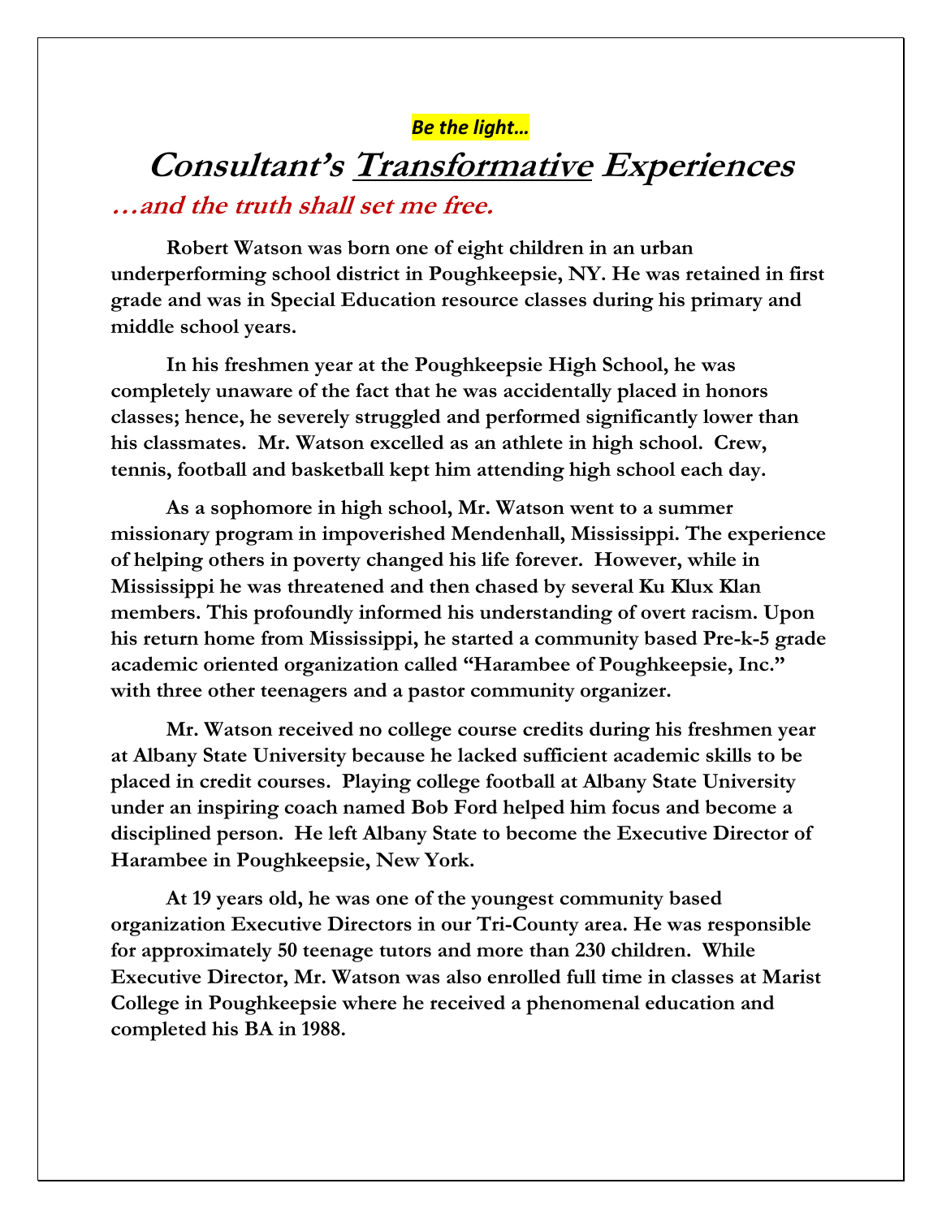*Be the light…*

# Consultant's <u>Transformative</u> Experiences

## …and the truth shall set me free.

**Robert Watson was born one of eight children in an urban underperforming school district in Poughkeepsie, NY. He was retained in first grade and was in Special Education resource classes during his primary and middle school years.**

**In his freshmen year at the Poughkeepsie High School, he was completely unaware of the fact that he was accidentally placed in honors classes; hence, he severely struggled and performed significantly lower than his classmates. Mr. Watson excelled as an athlete in high school. Crew, tennis, football and basketball kept him attending high school each day.**

**As a sophomore in high school, Mr. Watson went to a summer missionary program in impoverished Mendenhall, Mississippi. The experience of helping others in poverty changed his life forever. However, while in Mississippi he was threatened and then chased by several Ku Klux Klan members. This profoundly informed his understanding of overt racism. Upon his return home from Mississippi, he started a community based Pre-k-5 grade academic oriented organization called "Harambee of Poughkeepsie, Inc." with three other teenagers and a pastor community organizer.**

**Mr. Watson received no college course credits during his freshmen year at Albany State University because he lacked sufficient academic skills to be placed in credit courses. Playing college football at Albany State University under an inspiring coach named Bob Ford helped him focus and become a disciplined person. He left Albany State to become the Executive Director of Harambee in Poughkeepsie, New York.**

**At 19 years old, he was one of the youngest community based organization Executive Directors in our Tri-County area. He was responsible for approximately 50 teenage tutors and more than 230 children. While Executive Director, Mr. Watson was also enrolled full time in classes at Marist College in Poughkeepsie where he received a phenomenal education and completed his BA in 1988.**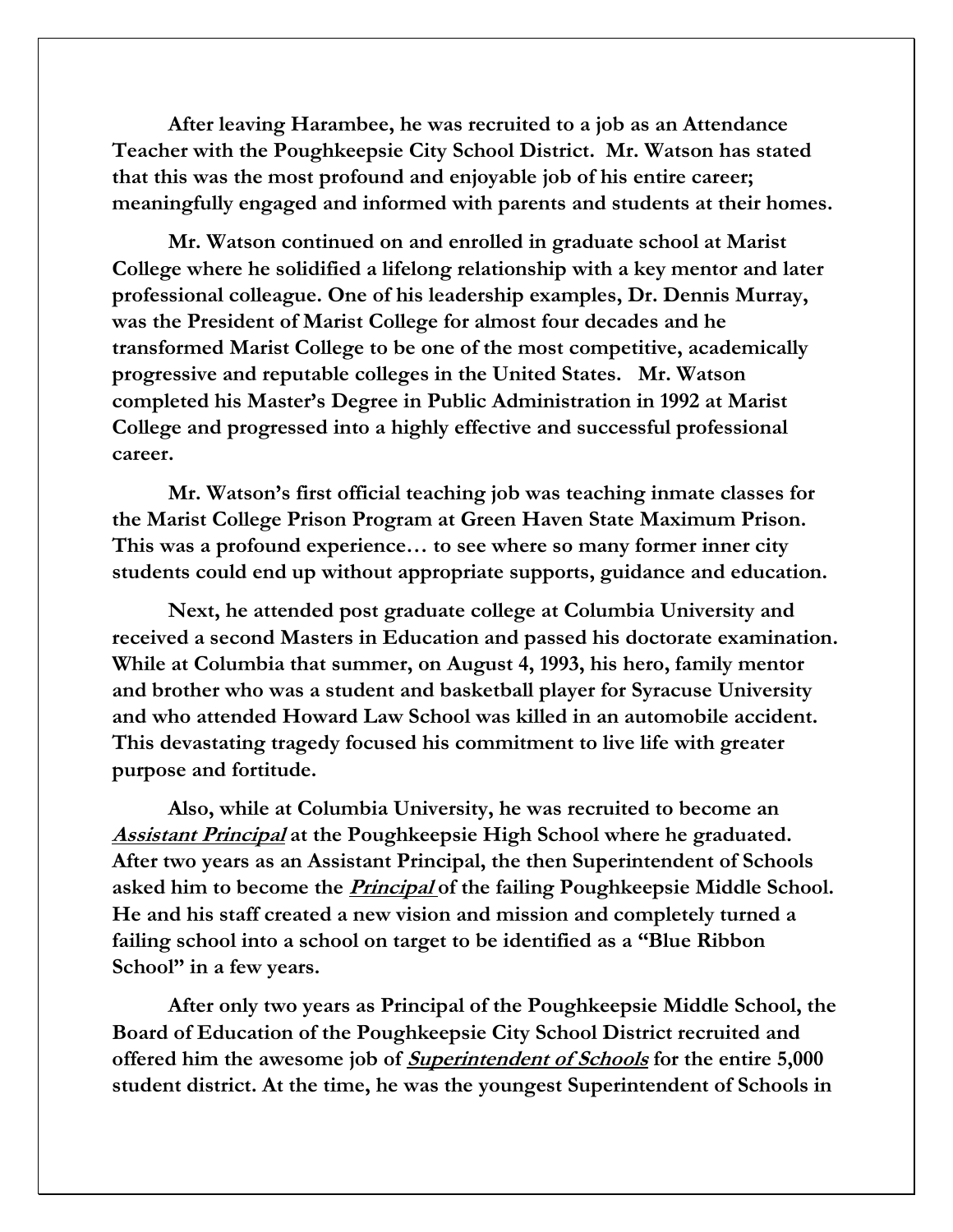**After leaving Harambee, he was recruited to a job as an Attendance Teacher with the Poughkeepsie City School District. Mr. Watson has stated that this was the most profound and enjoyable job of his entire career; meaningfully engaged and informed with parents and students at their homes.**

**Mr. Watson continued on and enrolled in graduate school at Marist College where he solidified a lifelong relationship with a key mentor and later professional colleague. One of his leadership examples, Dr. Dennis Murray, was the President of Marist College for almost four decades and he transformed Marist College to be one of the most competitive, academically progressive and reputable colleges in the United States. Mr. Watson completed his Master's Degree in Public Administration in 1992 at Marist College and progressed into a highly effective and successful professional career.**

**Mr. Watson's first official teaching job was teaching inmate classes for the Marist College Prison Program at Green Haven State Maximum Prison. This was a profound experience… to see where so many former inner city students could end up without appropriate supports, guidance and education.**

**Next, he attended post graduate college at Columbia University and received a second Masters in Education and passed his doctorate examination. While at Columbia that summer, on August 4, 1993, his hero, family mentor and brother who was a student and basketball player for Syracuse University and who attended Howard Law School was killed in an automobile accident. This devastating tragedy focused his commitment to live life with greater purpose and fortitude.**

**Also, while at Columbia University, he was recruited to become an *<u>Assistant Principal</u>* at the Poughkeepsie High School where he graduated. After two years as an Assistant Principal, the then Superintendent of Schools asked him to become the *<u>Principal</u>* of the failing Poughkeepsie Middle School. He and his staff created a new vision and mission and completely turned a failing school into a school on target to be identified as a "Blue Ribbon School" in a few years.**

**After only two years as Principal of the Poughkeepsie Middle School, the Board of Education of the Poughkeepsie City School District recruited and offered him the awesome job of *<u>Superintendent of Schools</u>* for the entire 5,000 student district. At the time, he was the youngest Superintendent of Schools in**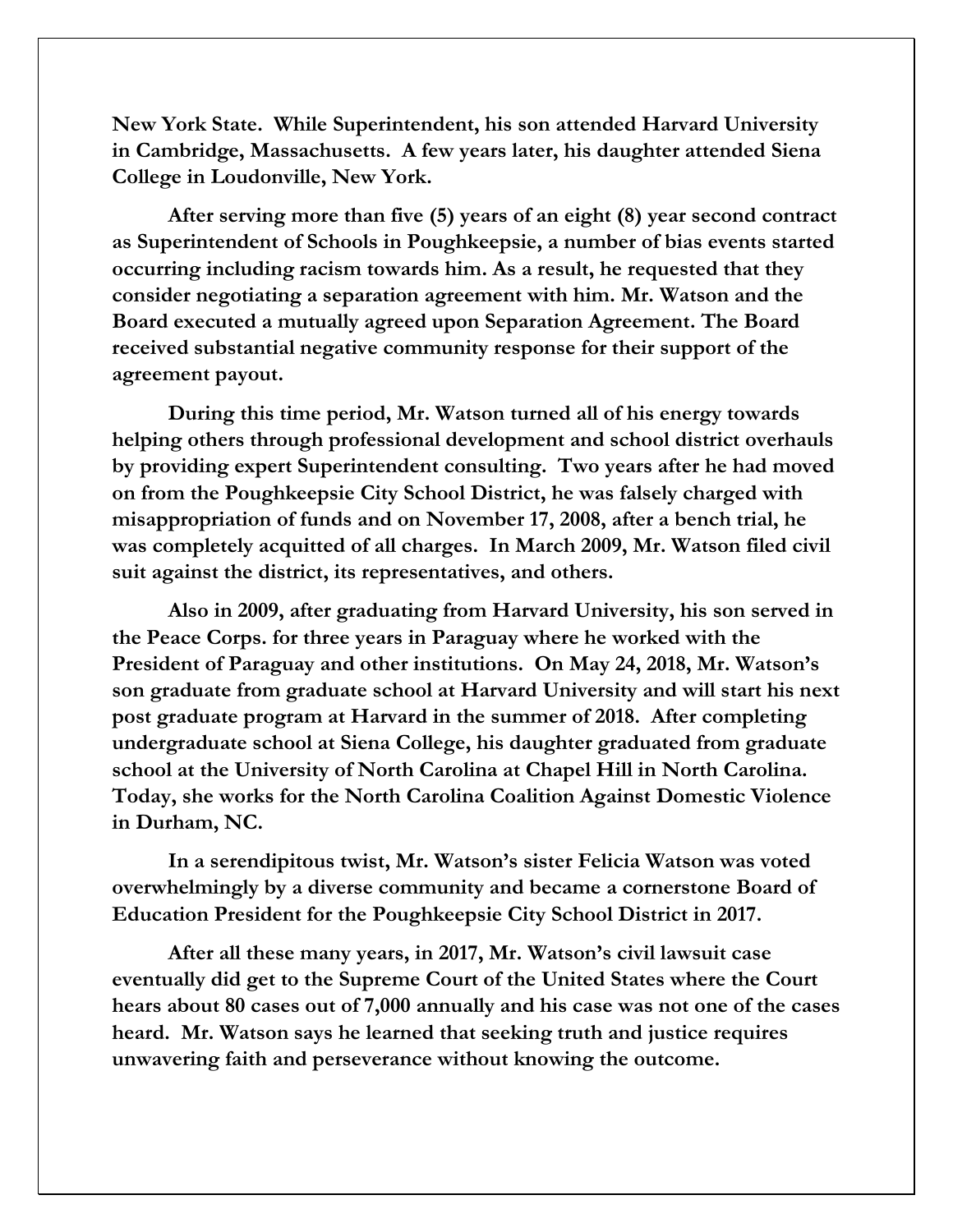**New York State. While Superintendent, his son attended Harvard University in Cambridge, Massachusetts. A few years later, his daughter attended Siena College in Loudonville, New York.**

**After serving more than five (5) years of an eight (8) year second contract as Superintendent of Schools in Poughkeepsie, a number of bias events started occurring including racism towards him. As a result, he requested that they consider negotiating a separation agreement with him. Mr. Watson and the Board executed a mutually agreed upon Separation Agreement. The Board received substantial negative community response for their support of the agreement payout.**

**During this time period, Mr. Watson turned all of his energy towards helping others through professional development and school district overhauls by providing expert Superintendent consulting. Two years after he had moved on from the Poughkeepsie City School District, he was falsely charged with misappropriation of funds and on November 17, 2008, after a bench trial, he was completely acquitted of all charges. In March 2009, Mr. Watson filed civil suit against the district, its representatives, and others.**

**Also in 2009, after graduating from Harvard University, his son served in the Peace Corps. for three years in Paraguay where he worked with the President of Paraguay and other institutions. On May 24, 2018, Mr. Watson's son graduate from graduate school at Harvard University and will start his next post graduate program at Harvard in the summer of 2018. After completing undergraduate school at Siena College, his daughter graduated from graduate school at the University of North Carolina at Chapel Hill in North Carolina. Today, she works for the North Carolina Coalition Against Domestic Violence in Durham, NC.**

**In a serendipitous twist, Mr. Watson's sister Felicia Watson was voted overwhelmingly by a diverse community and became a cornerstone Board of Education President for the Poughkeepsie City School District in 2017.**

**After all these many years, in 2017, Mr. Watson's civil lawsuit case eventually did get to the Supreme Court of the United States where the Court hears about 80 cases out of 7,000 annually and his case was not one of the cases heard. Mr. Watson says he learned that seeking truth and justice requires unwavering faith and perseverance without knowing the outcome.**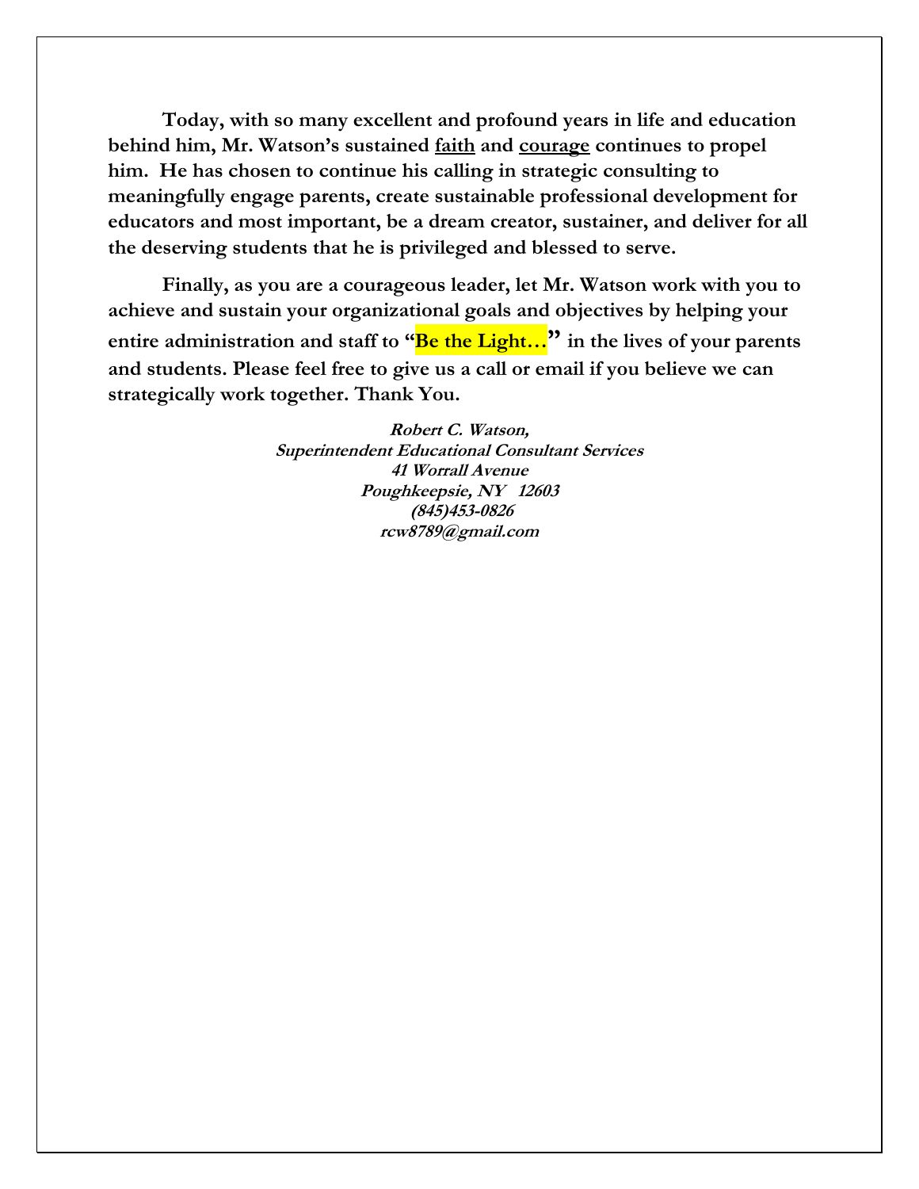**Today, with so many excellent and profound years in life and education behind him, Mr. Watson's sustained faith and courage continues to propel him. He has chosen to continue his calling in strategic consulting to meaningfully engage parents, create sustainable professional development for educators and most important, be a dream creator, sustainer, and deliver for all the deserving students that he is privileged and blessed to serve.**

**Finally, as you are a courageous leader, let Mr. Watson work with you to achieve and sustain your organizational goals and objectives by helping your entire administration and staff to "Be the Light…" in the lives of your parents and students. Please feel free to give us a call or email if you believe we can strategically work together. Thank You.**

***Robert C. Watson,***
***Superintendent Educational Consultant Services***
***41 Worrall Avenue***
***Poughkeepsie, NY 12603***
***(845)453-0826***
***rcw8789@gmail.com***